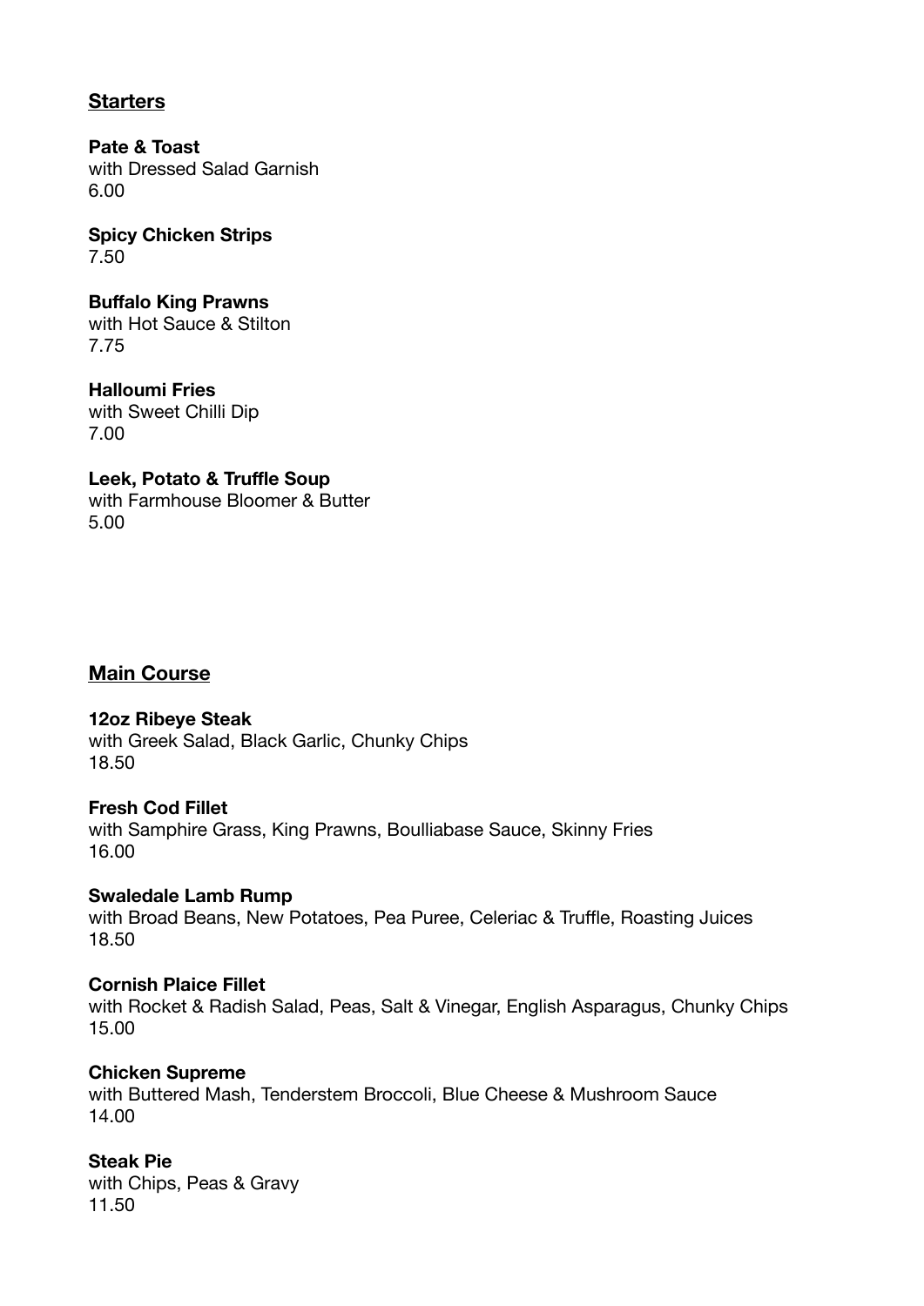## Starters

**Pate & Toast**
with Dressed Salad Garnish
6.00

**Spicy Chicken Strips**
7.50

**Buffalo King Prawns**
with Hot Sauce & Stilton
7.75

**Halloumi Fries**
with Sweet Chilli Dip
7.00

**Leek, Potato & Truffle Soup**
with Farmhouse Bloomer & Butter
5.00

## Main Course

**12oz Ribeye Steak**
with Greek Salad, Black Garlic, Chunky Chips
18.50

**Fresh Cod Fillet**
with Samphire Grass, King Prawns, Boulliabase Sauce, Skinny Fries
16.00

**Swaledale Lamb Rump**
with Broad Beans, New Potatoes, Pea Puree, Celeriac & Truffle, Roasting Juices
18.50

**Cornish Plaice Fillet**
with Rocket & Radish Salad, Peas, Salt & Vinegar, English Asparagus, Chunky Chips
15.00

**Chicken Supreme**
with Buttered Mash, Tenderstem Broccoli, Blue Cheese & Mushroom Sauce
14.00

**Steak Pie**
with Chips, Peas & Gravy
11.50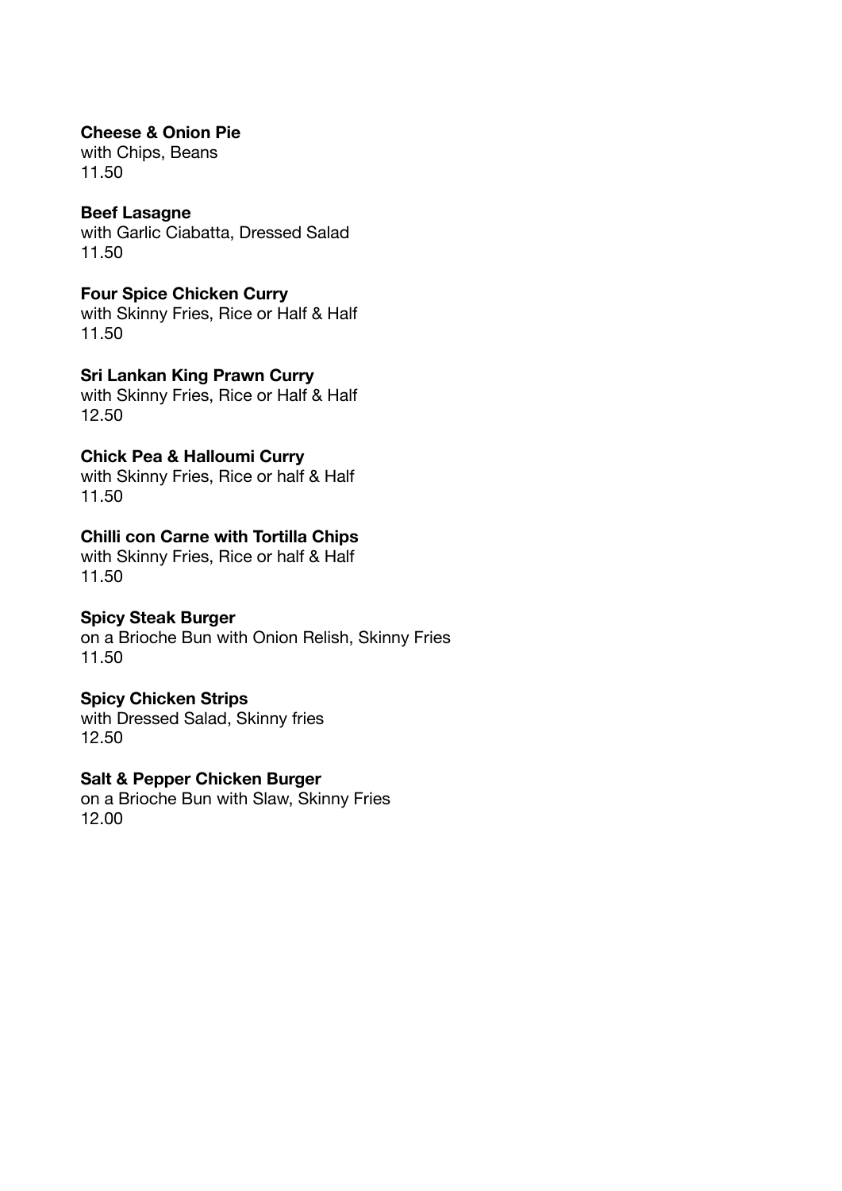**Cheese & Onion Pie**
with Chips, Beans
11.50

**Beef Lasagne**
with Garlic Ciabatta, Dressed Salad
11.50

**Four Spice Chicken Curry**
with Skinny Fries, Rice or Half & Half
11.50

**Sri Lankan King Prawn Curry**
with Skinny Fries, Rice or Half & Half
12.50

**Chick Pea & Halloumi Curry**
with Skinny Fries, Rice or half & Half
11.50

**Chilli con Carne with Tortilla Chips**
with Skinny Fries, Rice or half & Half
11.50

**Spicy Steak Burger**
on a Brioche Bun with Onion Relish, Skinny Fries
11.50

**Spicy Chicken Strips**
with Dressed Salad, Skinny fries
12.50

**Salt & Pepper Chicken Burger**
on a Brioche Bun with Slaw, Skinny Fries
12.00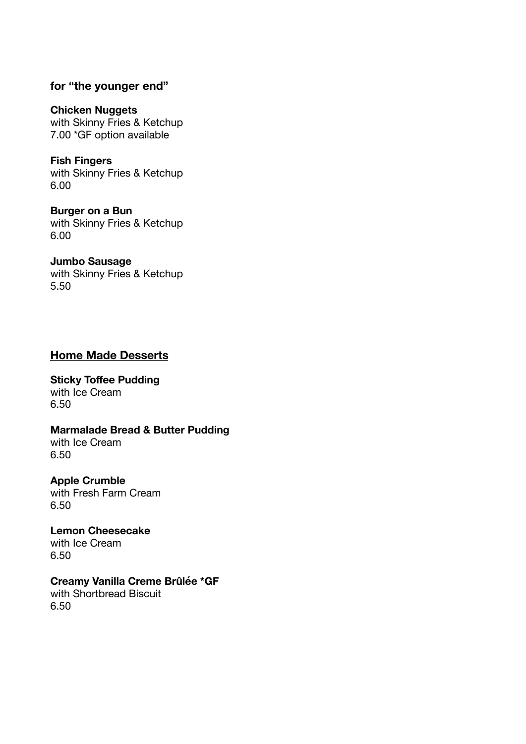## for "the younger end"

**Chicken Nuggets**
with Skinny Fries & Ketchup
7.00 *GF option available

**Fish Fingers**
with Skinny Fries & Ketchup
6.00

**Burger on a Bun**
with Skinny Fries & Ketchup
6.00

**Jumbo Sausage**
with Skinny Fries & Ketchup
5.50

## Home Made Desserts

**Sticky Toffee Pudding**
with Ice Cream
6.50

**Marmalade Bread & Butter Pudding**
with Ice Cream
6.50

**Apple Crumble**
with Fresh Farm Cream
6.50

**Lemon Cheesecake**
with Ice Cream
6.50

**Creamy Vanilla Creme Brûlée *GF**
with Shortbread Biscuit
6.50